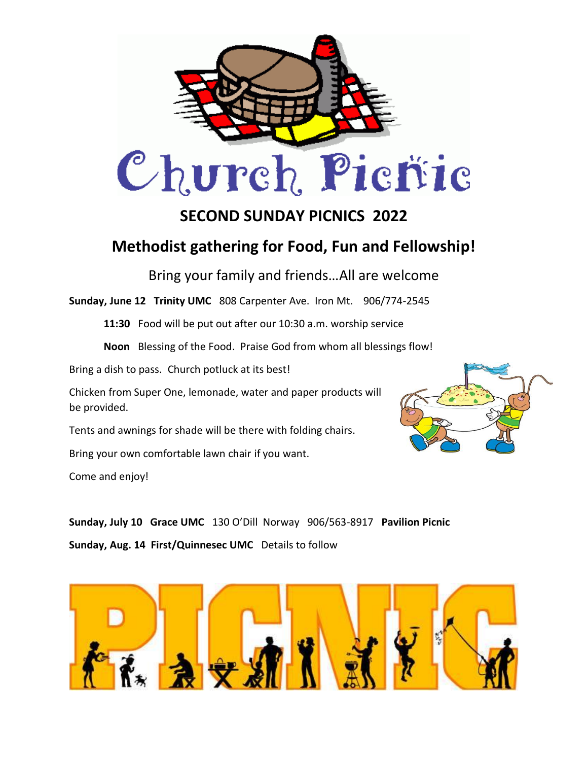# Church Picnic

## SECOND SUNDAY PICNICS 2022

## Methodist gathering for Food, Fun and Fellowship!

Bring your family and friends…All are welcome

**Sunday, June 12** **Trinity UMC** 808 Carpenter Ave. Iron Mt. 906/774-2545

**11:30** Food will be put out after our 10:30 a.m. worship service

**Noon** Blessing of the Food. Praise God from whom all blessings flow!

Bring a dish to pass. Church potluck at its best!

Chicken from Super One, lemonade, water and paper products will be provided.

Tents and awnings for shade will be there with folding chairs.

Bring your own comfortable lawn chair if you want.

Come and enjoy!

**Sunday, July 10** **Grace UMC** 130 O'Dill Norway 906/563-8917 **Pavilion Picnic**

**Sunday, Aug. 14** **First/Quinnesec UMC** Details to follow

PICNIC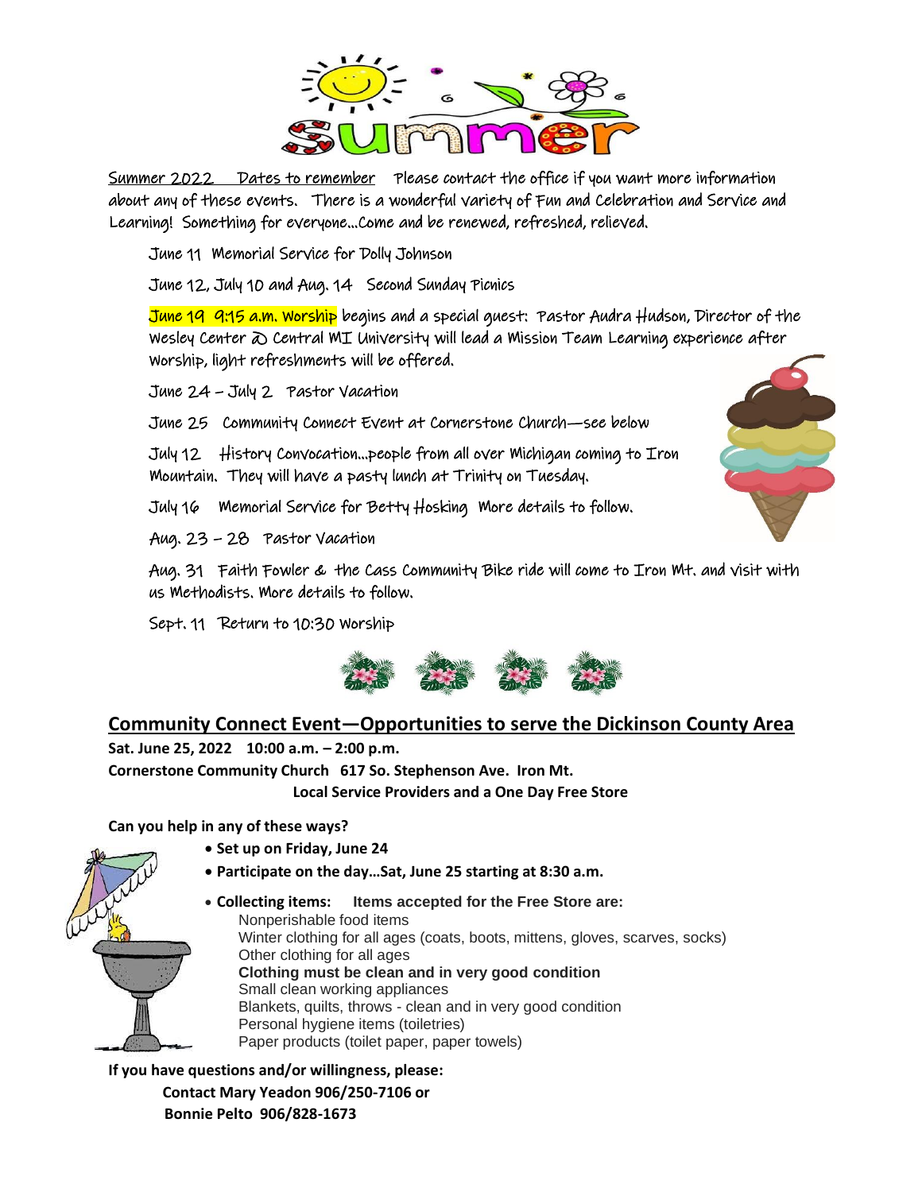Summer 2022 Dates to remember Please contact the office if you want more information about any of these events. There is a wonderful variety of Fun and Celebration and Service and Learning! Something for everyone…Come and be renewed, refreshed, relieved.

June 11 Memorial Service for Dolly Johnson

June 12, July 10 and Aug. 14 Second Sunday Picnics

June 19 9:15 a.m. Worship begins and a special guest: Pastor Audra Hudson, Director of the Wesley Center @ Central MI University will lead a Mission Team Learning experience after worship, light refreshments will be offered.

June 24 – July 2 Pastor Vacation

June 25 Community Connect Event at Cornerstone Church—see below

July 12 History Convocation…people from all over Michigan coming to Iron Mountain. They will have a pasty lunch at Trinity on Tuesday.

July 16 Memorial Service for Betty Hosking More details to follow.

Aug. 23 – 28 Pastor Vacation

Aug. 31 Faith Fowler & the Cass Community Bike ride will come to Iron Mt. and visit with us Methodists. More details to follow.

Sept. 11 Return to 10:30 Worship

## Community Connect Event—Opportunities to serve the Dickinson County Area

**Sat. June 25, 2022 10:00 a.m. – 2:00 p.m.**

**Cornerstone Community Church 617 So. Stephenson Ave. Iron Mt.**

**Local Service Providers and a One Day Free Store**

**Can you help in any of these ways?**

- **Set up on Friday, June 24**
- **Participate on the day…Sat, June 25 starting at 8:30 a.m.**
- **Collecting items: Items accepted for the Free Store are:**
  - Nonperishable food items
  - Winter clothing for all ages (coats, boots, mittens, gloves, scarves, socks)
  - Other clothing for all ages
  - **Clothing must be clean and in very good condition**
  - Small clean working appliances
  - Blankets, quilts, throws - clean and in very good condition
  - Personal hygiene items (toiletries)
  - Paper products (toilet paper, paper towels)

**If you have questions and/or willingness, please:**

**Contact Mary Yeadon 906/250-7106 or**

**Bonnie Pelto 906/828-1673**